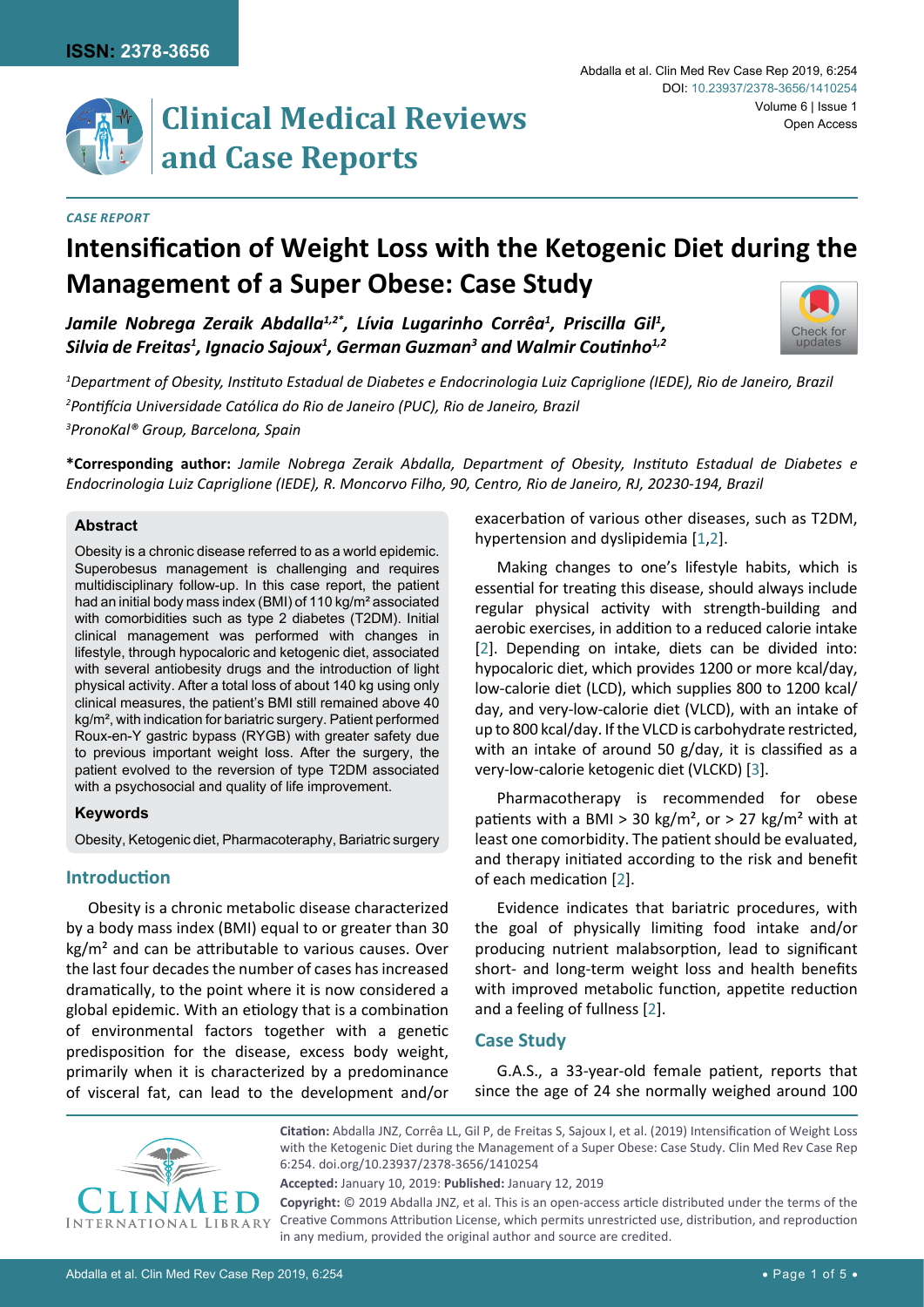# Clinical Medical Reviews and Case Reports

*CASE REPORT*

# Intensification of Weight Loss with the Ketogenic Diet during the Management of a Super Obese: Case Study

***Jamile Nobrega Zeraik Abdalla[1,2*], Lívia Lugarinho Corrêa[1], Priscilla Gil[1], Silvia de Freitas[1], Ignacio Sajoux[1], German Guzman[3] and Walmir Coutinho[1,2]***

*[1]Department of Obesity, Instituto Estadual de Diabetes e Endocrinologia Luiz Capriglione (IEDE), Rio de Janeiro, Brazil*

*[2]Pontifícia Universidade Católica do Rio de Janeiro (PUC), Rio de Janeiro, Brazil*

*[3]PronoKal® Group, Barcelona, Spain*

**\*Corresponding author:** *Jamile Nobrega Zeraik Abdalla, Department of Obesity, Instituto Estadual de Diabetes e Endocrinologia Luiz Capriglione (IEDE), R. Moncorvo Filho, 90, Centro, Rio de Janeiro, RJ, 20230-194, Brazil*

### Abstract

Obesity is a chronic disease referred to as a world epidemic. Superobesus management is challenging and requires multidisciplinary follow-up. In this case report, the patient had an initial body mass index (BMI) of 110 kg/m² associated with comorbidities such as type 2 diabetes (T2DM). Initial clinical management was performed with changes in lifestyle, through hypocaloric and ketogenic diet, associated with several antiobesity drugs and the introduction of light physical activity. After a total loss of about 140 kg using only clinical measures, the patient's BMI still remained above 40 kg/m², with indication for bariatric surgery. Patient performed Roux-en-Y gastric bypass (RYGB) with greater safety due to previous important weight loss. After the surgery, the patient evolved to the reversion of type T2DM associated with a psychosocial and quality of life improvement.

### Keywords

Obesity, Ketogenic diet, Pharmacoteraphy, Bariatric surgery

## Introduction

Obesity is a chronic metabolic disease characterized by a body mass index (BMI) equal to or greater than 30 kg/m² and can be attributable to various causes. Over the last four decades the number of cases has increased dramatically, to the point where it is now considered a global epidemic. With an etiology that is a combination of environmental factors together with a genetic predisposition for the disease, excess body weight, primarily when it is characterized by a predominance of visceral fat, can lead to the development and/or exacerbation of various other diseases, such as T2DM, hypertension and dyslipidemia [1,2].

Making changes to one's lifestyle habits, which is essential for treating this disease, should always include regular physical activity with strength-building and aerobic exercises, in addition to a reduced calorie intake [2]. Depending on intake, diets can be divided into: hypocaloric diet, which provides 1200 or more kcal/day, low-calorie diet (LCD), which supplies 800 to 1200 kcal/day, and very-low-calorie diet (VLCD), with an intake of up to 800 kcal/day. If the VLCD is carbohydrate restricted, with an intake of around 50 g/day, it is classified as a very-low-calorie ketogenic diet (VLCKD) [3].

Pharmacotherapy is recommended for obese patients with a BMI > 30 kg/m², or > 27 kg/m² with at least one comorbidity. The patient should be evaluated, and therapy initiated according to the risk and benefit of each medication [2].

Evidence indicates that bariatric procedures, with the goal of physically limiting food intake and/or producing nutrient malabsorption, lead to significant short- and long-term weight loss and health benefits with improved metabolic function, appetite reduction and a feeling of fullness [2].

## Case Study

G.A.S., a 33-year-old female patient, reports that since the age of 24 she normally weighed around 100

**Citation:** Abdalla JNZ, Corrêa LL, Gil P, de Freitas S, Sajoux I, et al. (2019) Intensification of Weight Loss with the Ketogenic Diet during the Management of a Super Obese: Case Study. Clin Med Rev Case Rep 6:254. doi.org/10.23937/2378-3656/1410254

**Accepted:** January 10, 2019: **Published:** January 12, 2019

**Copyright:** © 2019 Abdalla JNZ, et al. This is an open-access article distributed under the terms of the Creative Commons Attribution License, which permits unrestricted use, distribution, and reproduction in any medium, provided the original author and source are credited.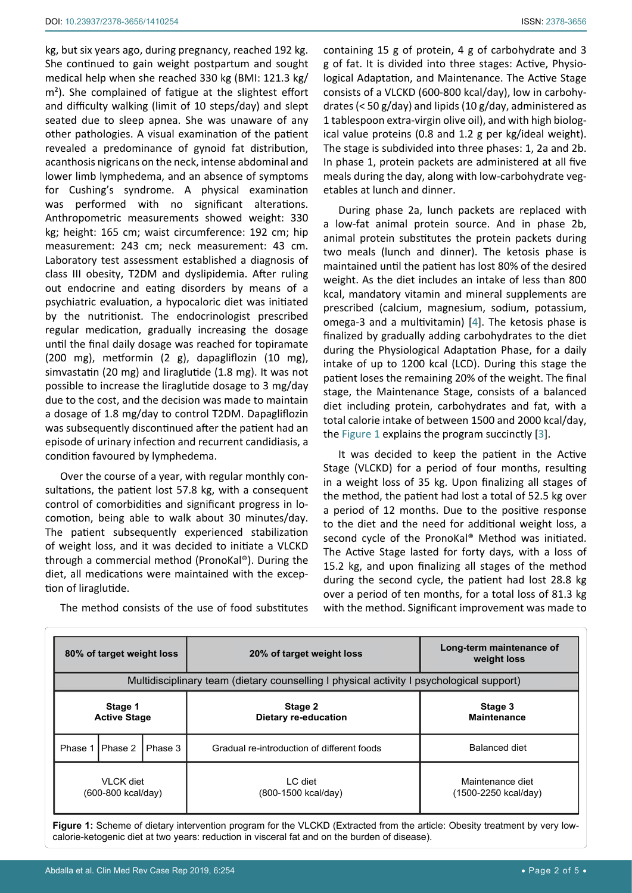kg, but six years ago, during pregnancy, reached 192 kg. She continued to gain weight postpartum and sought medical help when she reached 330 kg (BMI: 121.3 kg/m²). She complained of fatigue at the slightest effort and difficulty walking (limit of 10 steps/day) and slept seated due to sleep apnea. She was unaware of any other pathologies. A visual examination of the patient revealed a predominance of gynoid fat distribution, acanthosis nigricans on the neck, intense abdominal and lower limb lymphedema, and an absence of symptoms for Cushing's syndrome. A physical examination was performed with no significant alterations. Anthropometric measurements showed weight: 330 kg; height: 165 cm; waist circumference: 192 cm; hip measurement: 243 cm; neck measurement: 43 cm. Laboratory test assessment established a diagnosis of class III obesity, T2DM and dyslipidemia. After ruling out endocrine and eating disorders by means of a psychiatric evaluation, a hypocaloric diet was initiated by the nutritionist. The endocrinologist prescribed regular medication, gradually increasing the dosage until the final daily dosage was reached for topiramate (200 mg), metformin (2 g), dapagliflozin (10 mg), simvastatin (20 mg) and liraglutide (1.8 mg). It was not possible to increase the liraglutide dosage to 3 mg/day due to the cost, and the decision was made to maintain a dosage of 1.8 mg/day to control T2DM. Dapagliflozin was subsequently discontinued after the patient had an episode of urinary infection and recurrent candidiasis, a condition favoured by lymphedema.

Over the course of a year, with regular monthly consultations, the patient lost 57.8 kg, with a consequent control of comorbidities and significant progress in locomotion, being able to walk about 30 minutes/day. The patient subsequently experienced stabilization of weight loss, and it was decided to initiate a VLCKD through a commercial method (PronoKal®). During the diet, all medications were maintained with the exception of liraglutide.

The method consists of the use of food substitutes containing 15 g of protein, 4 g of carbohydrate and 3 g of fat. It is divided into three stages: Active, Physiological Adaptation, and Maintenance. The Active Stage consists of a VLCKD (600-800 kcal/day), low in carbohydrates (< 50 g/day) and lipids (10 g/day, administered as 1 tablespoon extra-virgin olive oil), and with high biological value proteins (0.8 and 1.2 g per kg/ideal weight). The stage is subdivided into three phases: 1, 2a and 2b. In phase 1, protein packets are administered at all five meals during the day, along with low-carbohydrate vegetables at lunch and dinner.

During phase 2a, lunch packets are replaced with a low-fat animal protein source. And in phase 2b, animal protein substitutes the protein packets during two meals (lunch and dinner). The ketosis phase is maintained until the patient has lost 80% of the desired weight. As the diet includes an intake of less than 800 kcal, mandatory vitamin and mineral supplements are prescribed (calcium, magnesium, sodium, potassium, omega-3 and a multivitamin) [4]. The ketosis phase is finalized by gradually adding carbohydrates to the diet during the Physiological Adaptation Phase, for a daily intake of up to 1200 kcal (LCD). During this stage the patient loses the remaining 20% of the weight. The final stage, the Maintenance Stage, consists of a balanced diet including protein, carbohydrates and fat, with a total calorie intake of between 1500 and 2000 kcal/day, the Figure 1 explains the program succinctly [3].

It was decided to keep the patient in the Active Stage (VLCKD) for a period of four months, resulting in a weight loss of 35 kg. Upon finalizing all stages of the method, the patient had lost a total of 52.5 kg over a period of 12 months. Due to the positive response to the diet and the need for additional weight loss, a second cycle of the PronoKal® Method was initiated. The Active Stage lasted for forty days, with a loss of 15.2 kg, and upon finalizing all stages of the method during the second cycle, the patient had lost 28.8 kg over a period of ten months, for a total loss of 81.3 kg with the method. Significant improvement was made to

| 80% of target weight loss | | | 20% of target weight loss | Long-term maintenance of weight loss |
|---|---|---|---|---|
| Multidisciplinary team (dietary counselling I physical activity I psychological support) | | | | |
| **Stage 1 Active Stage** | | | **Stage 2 Dietary re-education** | **Stage 3 Maintenance** |
| Phase 1 | Phase 2 | Phase 3 | Gradual re-introduction of different foods | Balanced diet |
| VLCK diet (600-800 kcal/day) | | | LC diet (800-1500 kcal/day) | Maintenance diet (1500-2250 kcal/day) |

**Figure 1:** Scheme of dietary intervention program for the VLCKD (Extracted from the article: Obesity treatment by very low-calorie-ketogenic diet at two years: reduction in visceral fat and on the burden of disease).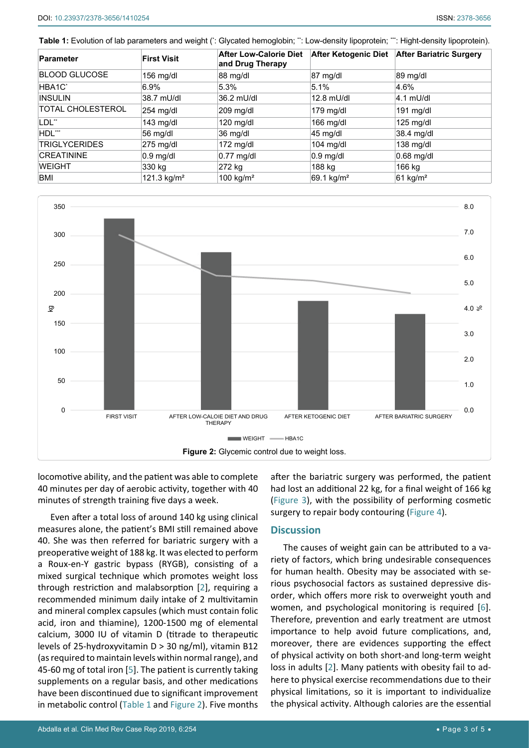**Table 1:** Evolution of lab parameters and weight (*: Glycated hemoglobin; **: Low-density lipoprotein; ***: Hight-density lipoprotein).

| Parameter | First Visit | After Low-Calorie Diet and Drug Therapy | After Ketogenic Diet | After Bariatric Surgery |
|---|---|---|---|---|
| BLOOD GLUCOSE | 156 mg/dl | 88 mg/dl | 87 mg/dl | 89 mg/dl |
| HBA1C* | 6.9% | 5.3% | 5.1% | 4.6% |
| INSULIN | 38.7 mU/dl | 36.2 mU/dl | 12.8 mU/dl | 4.1 mU/dl |
| TOTAL CHOLESTEROL | 254 mg/dl | 209 mg/dl | 179 mg/dl | 191 mg/dl |
| LDL** | 143 mg/dl | 120 mg/dl | 166 mg/dl | 125 mg/dl |
| HDL*** | 56 mg/dl | 36 mg/dl | 45 mg/dl | 38.4 mg/dl |
| TRIGLYCERIDES | 275 mg/dl | 172 mg/dl | 104 mg/dl | 138 mg/dl |
| CREATININE | 0.9 mg/dl | 0.77 mg/dl | 0.9 mg/dl | 0.68 mg/dl |
| WEIGHT | 330 kg | 272 kg | 188 kg | 166 kg |
| BMI | 121.3 kg/m² | 100 kg/m² | 69.1 kg/m² | 61 kg/m² |

**Figure 2:** Glycemic control due to weight loss.

locomotive ability, and the patient was able to complete 40 minutes per day of aerobic activity, together with 40 minutes of strength training five days a week.

Even after a total loss of around 140 kg using clinical measures alone, the patient's BMI still remained above 40. She was then referred for bariatric surgery with a preoperative weight of 188 kg. It was elected to perform a Roux-en-Y gastric bypass (RYGB), consisting of a mixed surgical technique which promotes weight loss through restriction and malabsorption [2], requiring a recommended minimum daily intake of 2 multivitamin and mineral complex capsules (which must contain folic acid, iron and thiamine), 1200-1500 mg of elemental calcium, 3000 IU of vitamin D (titrade to therapeutic levels of 25-hydroxyvitamin D > 30 ng/ml), vitamin B12 (as required to maintain levels within normal range), and 45-60 mg of total iron [5]. The patient is currently taking supplements on a regular basis, and other medications have been discontinued due to significant improvement in metabolic control (Table 1 and Figure 2). Five months after the bariatric surgery was performed, the patient had lost an additional 22 kg, for a final weight of 166 kg (Figure 3), with the possibility of performing cosmetic surgery to repair body contouring (Figure 4).

## Discussion

The causes of weight gain can be attributed to a variety of factors, which bring undesirable consequences for human health. Obesity may be associated with serious psychosocial factors as sustained depressive disorder, which offers more risk to overweight youth and women, and psychological monitoring is required [6]. Therefore, prevention and early treatment are utmost importance to help avoid future complications, and, moreover, there are evidences supporting the effect of physical activity on both short-and long-term weight loss in adults [2]. Many patients with obesity fail to adhere to physical exercise recommendations due to their physical limitations, so it is important to individualize the physical activity. Although calories are the essential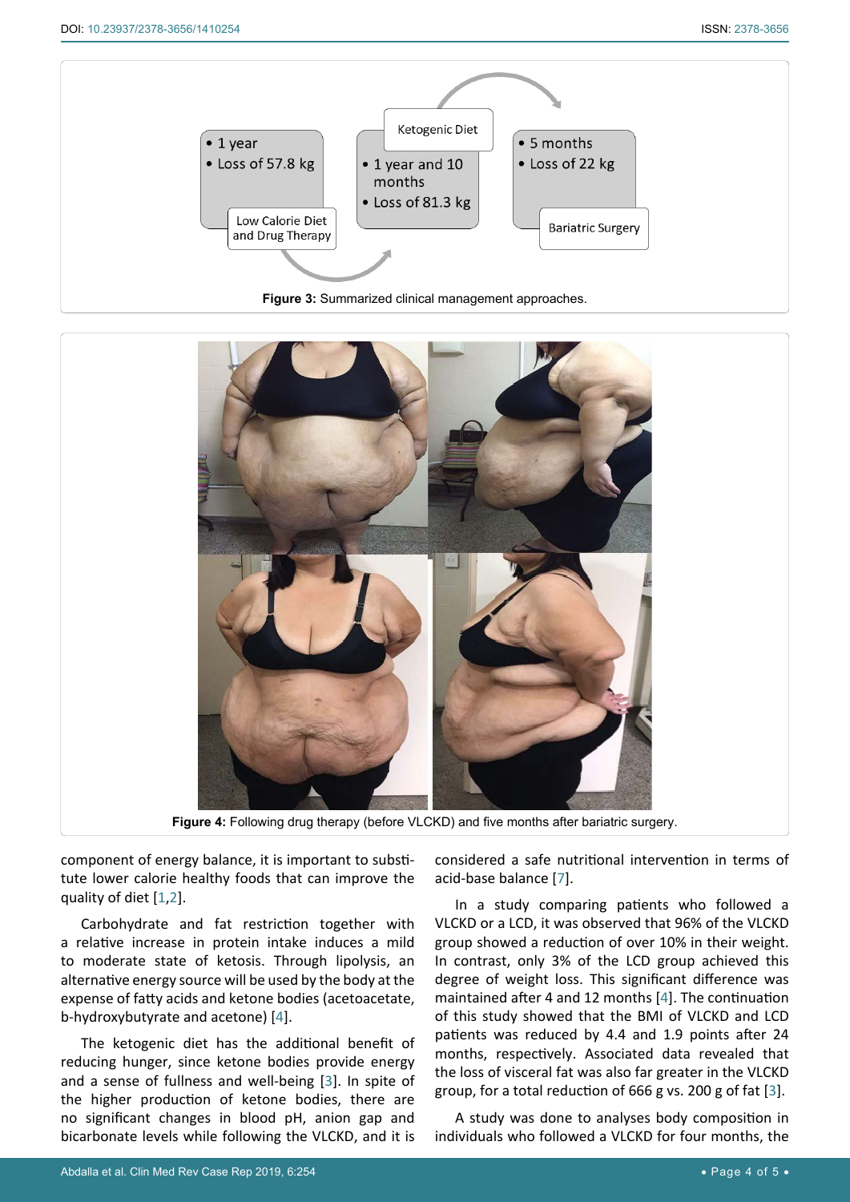Figure 3: Summarized clinical management approaches.

Figure 4: Following drug therapy (before VLCKD) and five months after bariatric surgery.

component of energy balance, it is important to substitute lower calorie healthy foods that can improve the quality of diet [1,2].

Carbohydrate and fat restriction together with a relative increase in protein intake induces a mild to moderate state of ketosis. Through lipolysis, an alternative energy source will be used by the body at the expense of fatty acids and ketone bodies (acetoacetate, b-hydroxybutyrate and acetone) [4].

The ketogenic diet has the additional benefit of reducing hunger, since ketone bodies provide energy and a sense of fullness and well-being [3]. In spite of the higher production of ketone bodies, there are no significant changes in blood pH, anion gap and bicarbonate levels while following the VLCKD, and it is considered a safe nutritional intervention in terms of acid-base balance [7].

In a study comparing patients who followed a VLCKD or a LCD, it was observed that 96% of the VLCKD group showed a reduction of over 10% in their weight. In contrast, only 3% of the LCD group achieved this degree of weight loss. This significant difference was maintained after 4 and 12 months [4]. The continuation of this study showed that the BMI of VLCKD and LCD patients was reduced by 4.4 and 1.9 points after 24 months, respectively. Associated data revealed that the loss of visceral fat was also far greater in the VLCKD group, for a total reduction of 666 g vs. 200 g of fat [3].

A study was done to analyses body composition in individuals who followed a VLCKD for four months, the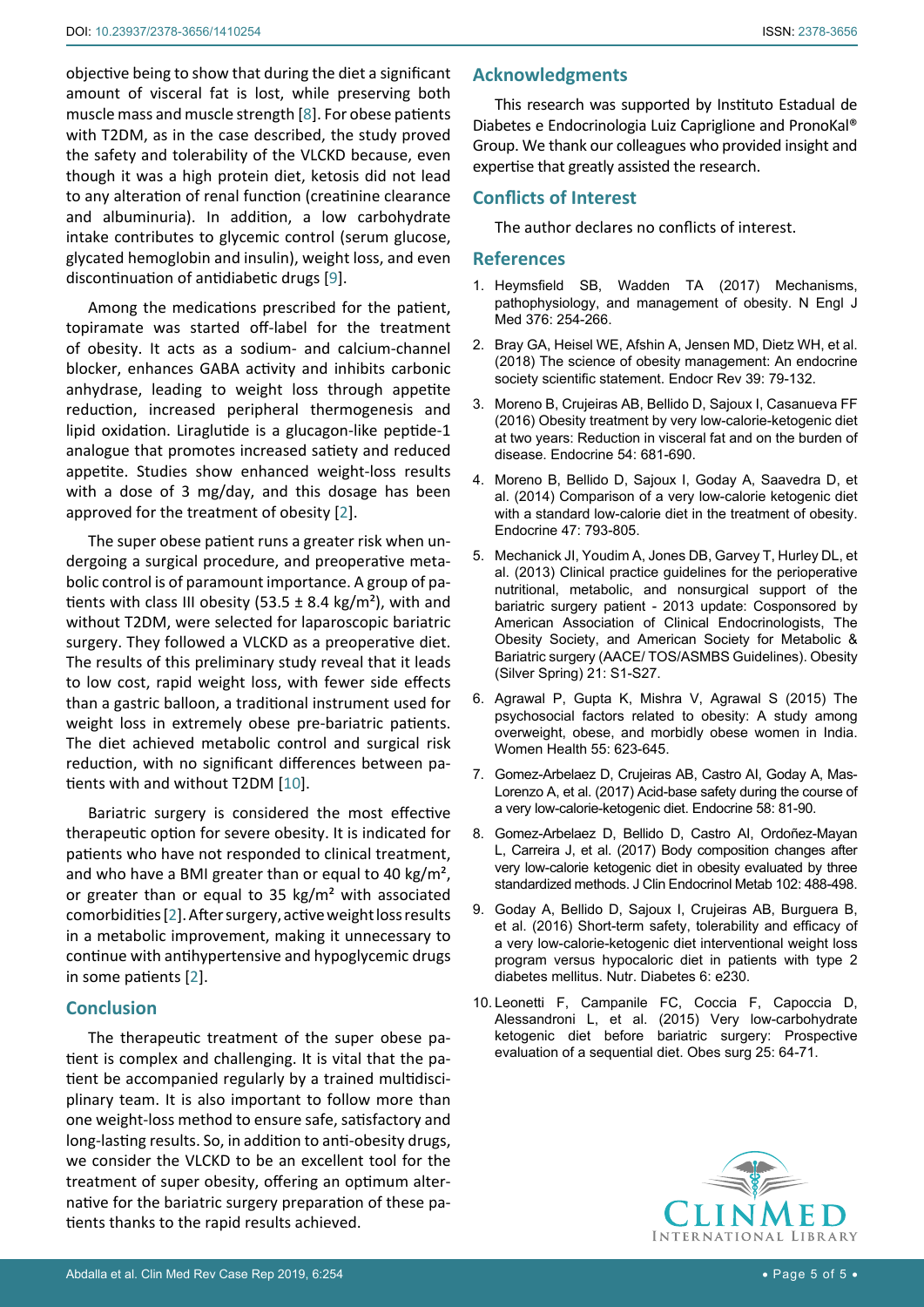objective being to show that during the diet a significant amount of visceral fat is lost, while preserving both muscle mass and muscle strength [8]. For obese patients with T2DM, as in the case described, the study proved the safety and tolerability of the VLCKD because, even though it was a high protein diet, ketosis did not lead to any alteration of renal function (creatinine clearance and albuminuria). In addition, a low carbohydrate intake contributes to glycemic control (serum glucose, glycated hemoglobin and insulin), weight loss, and even discontinuation of antidiabetic drugs [9].

Among the medications prescribed for the patient, topiramate was started off-label for the treatment of obesity. It acts as a sodium- and calcium-channel blocker, enhances GABA activity and inhibits carbonic anhydrase, leading to weight loss through appetite reduction, increased peripheral thermogenesis and lipid oxidation. Liraglutide is a glucagon-like peptide-1 analogue that promotes increased satiety and reduced appetite. Studies show enhanced weight-loss results with a dose of 3 mg/day, and this dosage has been approved for the treatment of obesity [2].

The super obese patient runs a greater risk when undergoing a surgical procedure, and preoperative metabolic control is of paramount importance. A group of patients with class III obesity (53.5 ± 8.4 kg/m²), with and without T2DM, were selected for laparoscopic bariatric surgery. They followed a VLCKD as a preoperative diet. The results of this preliminary study reveal that it leads to low cost, rapid weight loss, with fewer side effects than a gastric balloon, a traditional instrument used for weight loss in extremely obese pre-bariatric patients. The diet achieved metabolic control and surgical risk reduction, with no significant differences between patients with and without T2DM [10].

Bariatric surgery is considered the most effective therapeutic option for severe obesity. It is indicated for patients who have not responded to clinical treatment, and who have a BMI greater than or equal to 40 kg/m², or greater than or equal to 35 kg/m² with associated comorbidities [2]. After surgery, active weight loss results in a metabolic improvement, making it unnecessary to continue with antihypertensive and hypoglycemic drugs in some patients [2].

## Conclusion

The therapeutic treatment of the super obese patient is complex and challenging. It is vital that the patient be accompanied regularly by a trained multidisciplinary team. It is also important to follow more than one weight-loss method to ensure safe, satisfactory and long-lasting results. So, in addition to anti-obesity drugs, we consider the VLCKD to be an excellent tool for the treatment of super obesity, offering an optimum alternative for the bariatric surgery preparation of these patients thanks to the rapid results achieved.

## Acknowledgments

This research was supported by Instituto Estadual de Diabetes e Endocrinologia Luiz Capriglione and PronoKal® Group. We thank our colleagues who provided insight and expertise that greatly assisted the research.

## Conflicts of Interest

The author declares no conflicts of interest.

## References

1. Heymsfield SB, Wadden TA (2017) Mechanisms, pathophysiology, and management of obesity. N Engl J Med 376: 254-266.
2. Bray GA, Heisel WE, Afshin A, Jensen MD, Dietz WH, et al. (2018) The science of obesity management: An endocrine society scientific statement. Endocr Rev 39: 79-132.
3. Moreno B, Crujeiras AB, Bellido D, Sajoux I, Casanueva FF (2016) Obesity treatment by very low-calorie-ketogenic diet at two years: Reduction in visceral fat and on the burden of disease. Endocrine 54: 681-690.
4. Moreno B, Bellido D, Sajoux I, Goday A, Saavedra D, et al. (2014) Comparison of a very low-calorie ketogenic diet with a standard low-calorie diet in the treatment of obesity. Endocrine 47: 793-805.
5. Mechanick JI, Youdim A, Jones DB, Garvey T, Hurley DL, et al. (2013) Clinical practice guidelines for the perioperative nutritional, metabolic, and nonsurgical support of the bariatric surgery patient - 2013 update: Cosponsored by American Association of Clinical Endocrinologists, The Obesity Society, and American Society for Metabolic & Bariatric surgery (AACE/ TOS/ASMBS Guidelines). Obesity (Silver Spring) 21: S1-S27.
6. Agrawal P, Gupta K, Mishra V, Agrawal S (2015) The psychosocial factors related to obesity: A study among overweight, obese, and morbidly obese women in India. Women Health 55: 623-645.
7. Gomez-Arbelaez D, Crujeiras AB, Castro AI, Goday A, Mas-Lorenzo A, et al. (2017) Acid-base safety during the course of a very low-calorie-ketogenic diet. Endocrine 58: 81-90.
8. Gomez-Arbelaez D, Bellido D, Castro AI, Ordoñez-Mayan L, Carreira J, et al. (2017) Body composition changes after very low-calorie ketogenic diet in obesity evaluated by three standardized methods. J Clin Endocrinol Metab 102: 488-498.
9. Goday A, Bellido D, Sajoux I, Crujeiras AB, Burguera B, et al. (2016) Short-term safety, tolerability and efficacy of a very low-calorie-ketogenic diet interventional weight loss program versus hypocaloric diet in patients with type 2 diabetes mellitus. Nutr. Diabetes 6: e230.
10. Leonetti F, Campanile FC, Coccia F, Capoccia D, Alessandroni L, et al. (2015) Very low-carbohydrate ketogenic diet before bariatric surgery: Prospective evaluation of a sequential diet. Obes surg 25: 64-71.